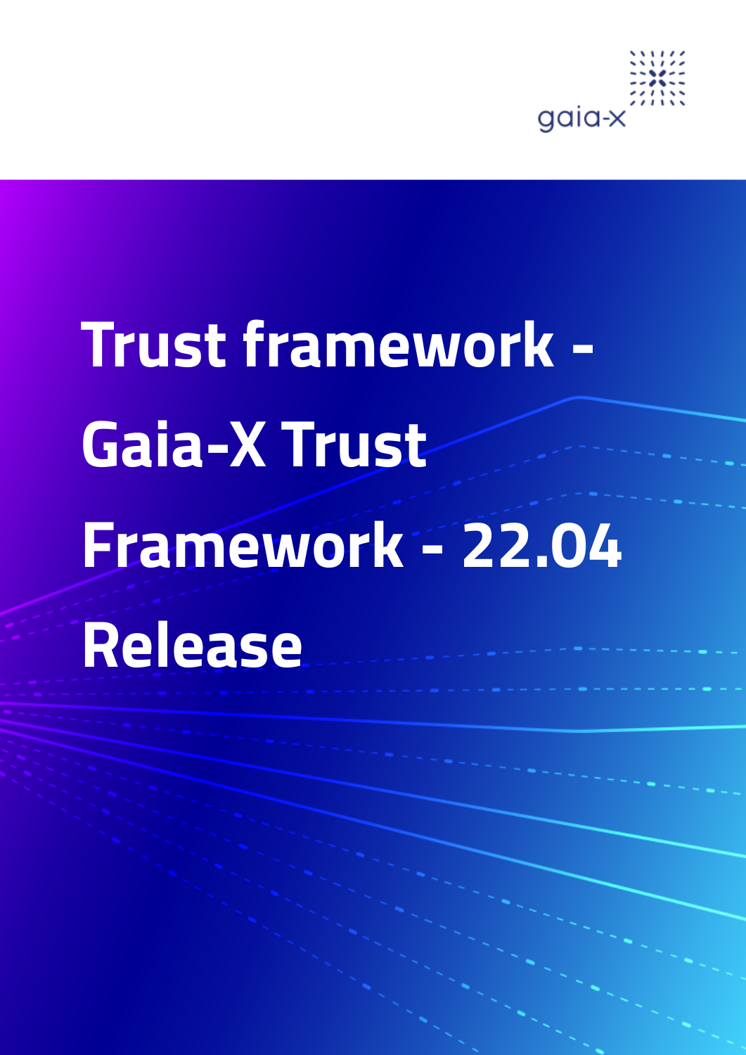gaia-x

# Trust framework - Gaia-X Trust Framework - 22.04 Release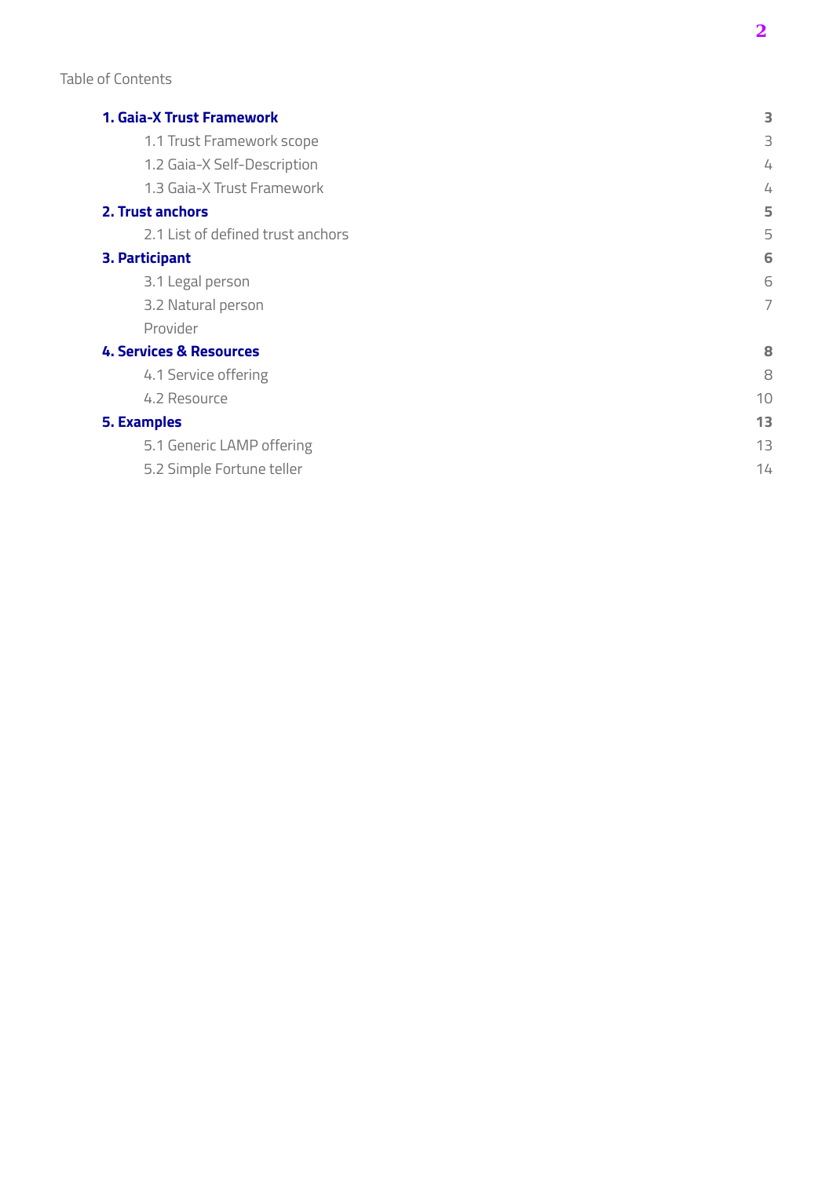Table of Contents

| | |
|---|---|
| **1. Gaia-X Trust Framework** | **3** |
| 1.1 Trust Framework scope | 3 |
| 1.2 Gaia-X Self-Description | 4 |
| 1.3 Gaia-X Trust Framework | 4 |
| **2. Trust anchors** | **5** |
| 2.1 List of defined trust anchors | 5 |
| **3. Participant** | **6** |
| 3.1 Legal person | 6 |
| 3.2 Natural person | 7 |
| Provider | |
| **4. Services & Resources** | **8** |
| 4.1 Service offering | 8 |
| 4.2 Resource | 10 |
| **5. Examples** | **13** |
| 5.1 Generic LAMP offering | 13 |
| 5.2 Simple Fortune teller | 14 |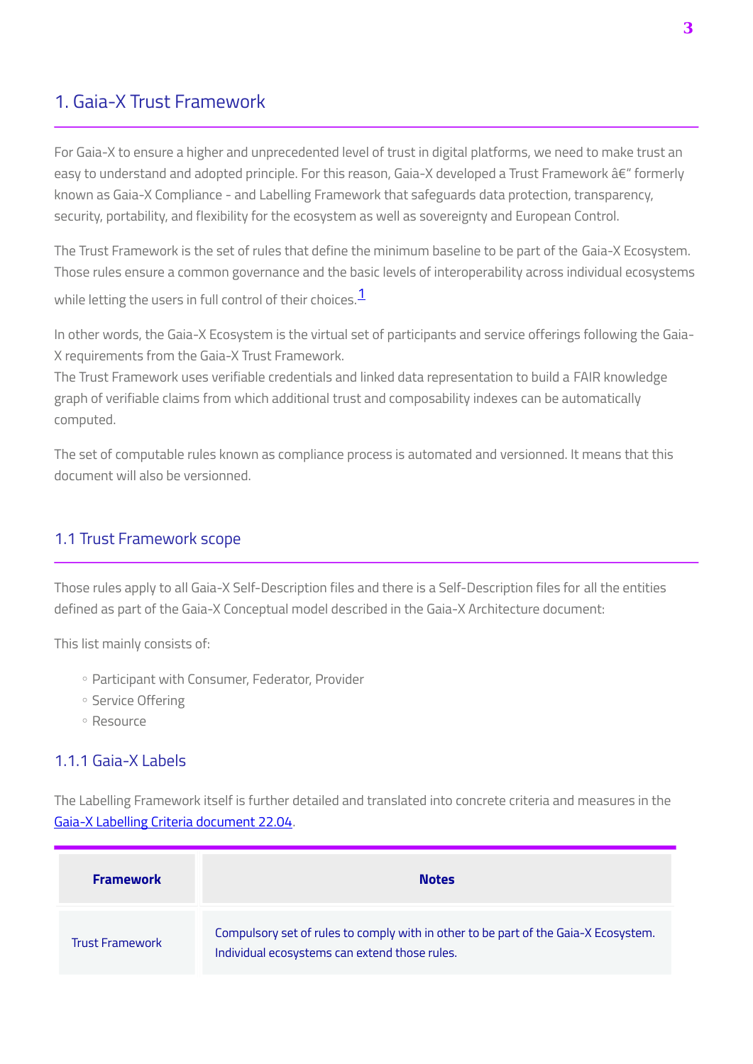# 1. Gaia-X Trust Framework

For Gaia-X to ensure a higher and unprecedented level of trust in digital platforms, we need to make trust an easy to understand and adopted principle. For this reason, Gaia-X developed a Trust Framework â€“ formerly known as Gaia-X Compliance - and Labelling Framework that safeguards data protection, transparency, security, portability, and flexibility for the ecosystem as well as sovereignty and European Control.

The Trust Framework is the set of rules that define the minimum baseline to be part of the Gaia-X Ecosystem. Those rules ensure a common governance and the basic levels of interoperability across individual ecosystems while letting the users in full control of their choices.[1]

In other words, the Gaia-X Ecosystem is the virtual set of participants and service offerings following the Gaia-X requirements from the Gaia-X Trust Framework.
The Trust Framework uses verifiable credentials and linked data representation to build a FAIR knowledge graph of verifiable claims from which additional trust and composability indexes can be automatically computed.

The set of computable rules known as compliance process is automated and versionned. It means that this document will also be versionned.

## 1.1 Trust Framework scope

Those rules apply to all Gaia-X Self-Description files and there is a Self-Description files for all the entities defined as part of the Gaia-X Conceptual model described in the Gaia-X Architecture document:

This list mainly consists of:

- Participant with Consumer, Federator, Provider
- Service Offering
- Resource

### 1.1.1 Gaia-X Labels

The Labelling Framework itself is further detailed and translated into concrete criteria and measures in the Gaia-X Labelling Criteria document 22.04.

| Framework | Notes |
| --- | --- |
| Trust Framework | Compulsory set of rules to comply with in other to be part of the Gaia-X Ecosystem. Individual ecosystems can extend those rules. |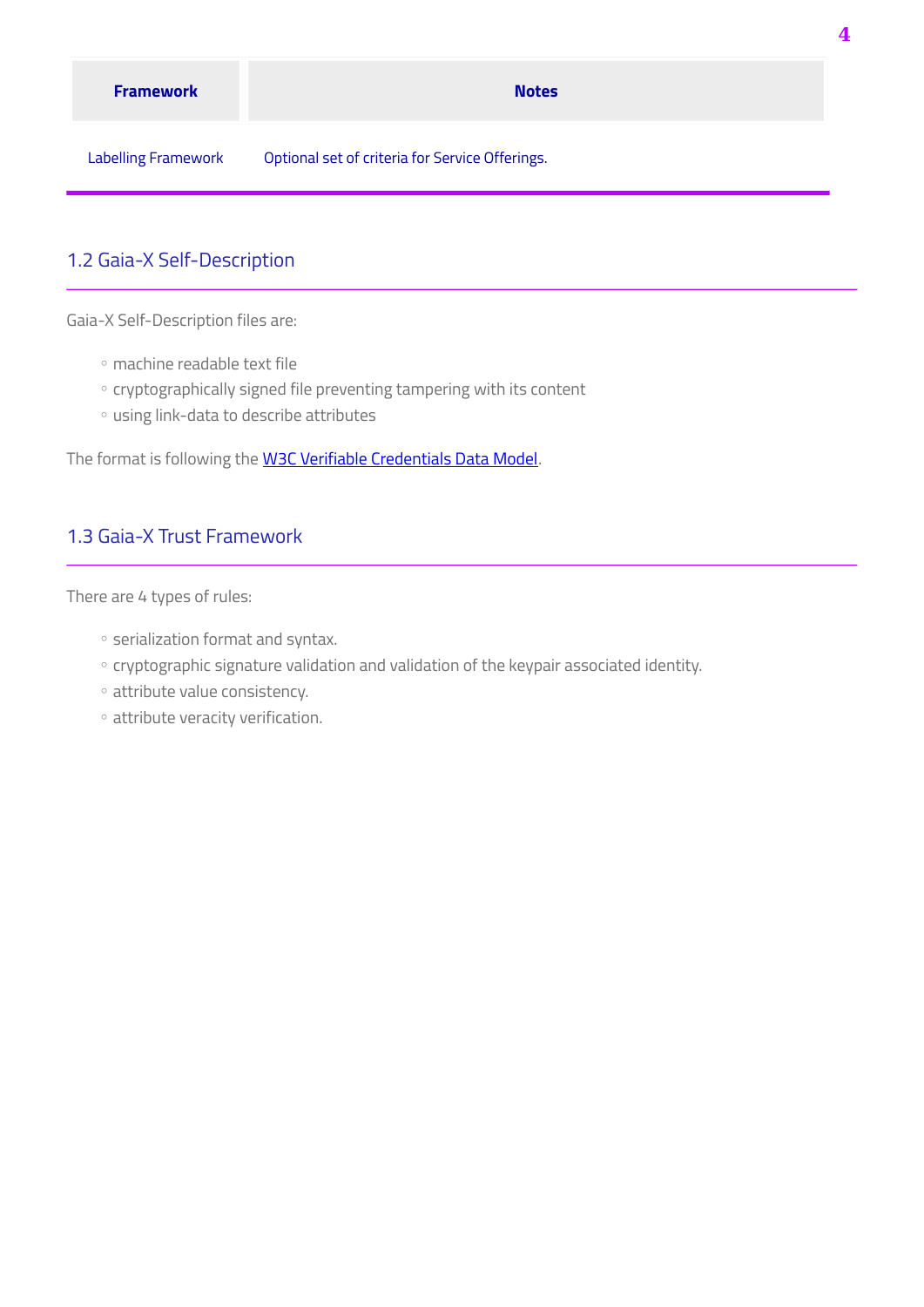| Framework | Notes |
| --- | --- |
| Labelling Framework | Optional set of criteria for Service Offerings. |

## 1.2 Gaia-X Self-Description

Gaia-X Self-Description files are:

- machine readable text file
- cryptographically signed file preventing tampering with its content
- using link-data to describe attributes

The format is following the [W3C Verifiable Credentials Data Model](#).

## 1.3 Gaia-X Trust Framework

There are 4 types of rules:

- serialization format and syntax.
- cryptographic signature validation and validation of the keypair associated identity.
- attribute value consistency.
- attribute veracity verification.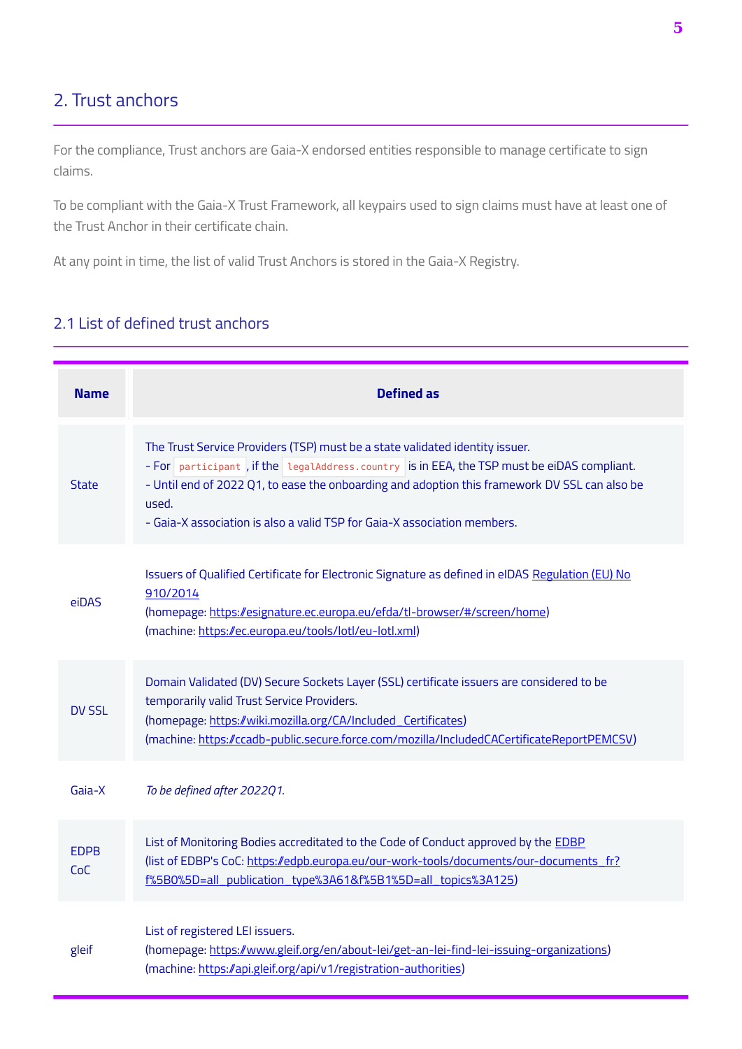## 2. Trust anchors

For the compliance, Trust anchors are Gaia-X endorsed entities responsible to manage certificate to sign claims.

To be compliant with the Gaia-X Trust Framework, all keypairs used to sign claims must have at least one of the Trust Anchor in their certificate chain.

At any point in time, the list of valid Trust Anchors is stored in the Gaia-X Registry.

### 2.1 List of defined trust anchors

| Name | Defined as |
| --- | --- |
| State | The Trust Service Providers (TSP) must be a state validated identity issuer.<br>- For `participant`, if the `legalAddress.country` is in EEA, the TSP must be eiDAS compliant.<br>- Until end of 2022 Q1, to ease the onboarding and adoption this framework DV SSL can also be used.<br>- Gaia-X association is also a valid TSP for Gaia-X association members. |
| eiDAS | Issuers of Qualified Certificate for Electronic Signature as defined in eIDAS Regulation (EU) No 910/2014<br>(homepage: https://esignature.ec.europa.eu/efda/tl-browser/#/screen/home)<br>(machine: https://ec.europa.eu/tools/lotl/eu-lotl.xml) |
| DV SSL | Domain Validated (DV) Secure Sockets Layer (SSL) certificate issuers are considered to be temporarily valid Trust Service Providers.<br>(homepage: https://wiki.mozilla.org/CA/Included_Certificates)<br>(machine: https://ccadb-public.secure.force.com/mozilla/IncludedCACertificateReportPEMCSV) |
| Gaia-X | *To be defined after 2022Q1.* |
| EDPB CoC | List of Monitoring Bodies accreditated to the Code of Conduct approved by the EDBP<br>(list of EDBP's CoC: https://edpb.europa.eu/our-work-tools/documents/our-documents_fr?f%5B0%5D=all_publication_type%3A61&f%5B1%5D=all_topics%3A125) |
| gleif | List of registered LEI issuers.<br>(homepage: https://www.gleif.org/en/about-lei/get-an-lei-find-lei-issuing-organizations)<br>(machine: https://api.gleif.org/api/v1/registration-authorities) |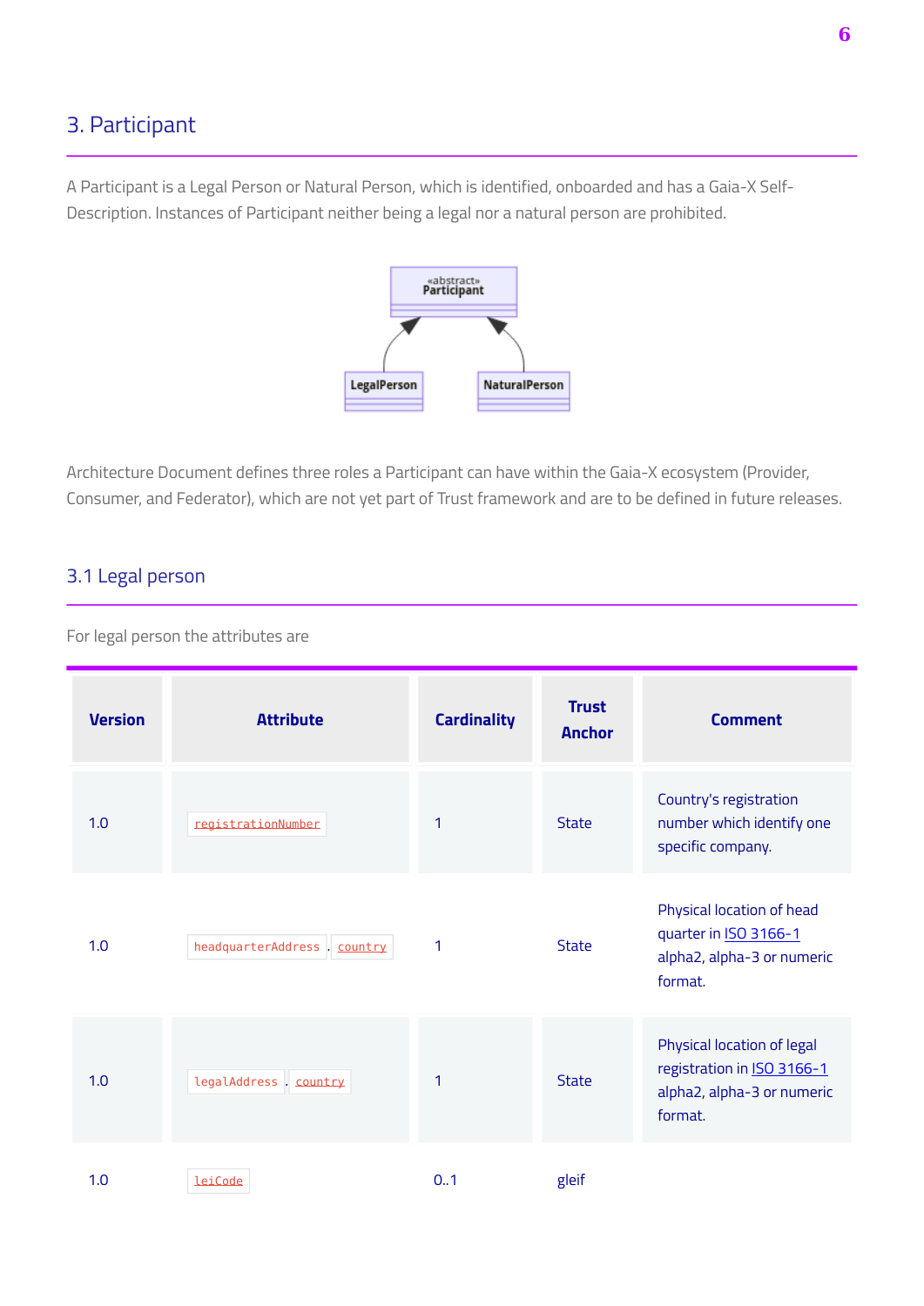## 3. Participant

A Participant is a Legal Person or Natural Person, which is identified, onboarded and has a Gaia-X Self-Description. Instances of Participant neither being a legal nor a natural person are prohibited.

Architecture Document defines three roles a Participant can have within the Gaia-X ecosystem (Provider, Consumer, and Federator), which are not yet part of Trust framework and are to be defined in future releases.

### 3.1 Legal person

For legal person the attributes are

| Version | Attribute | Cardinality | Trust Anchor | Comment |
| --- | --- | --- | --- | --- |
| 1.0 | `registrationNumber` | 1 | State | Country's registration number which identify one specific company. |
| 1.0 | `headquarterAddress`.`country` | 1 | State | Physical location of head quarter in ISO 3166-1 alpha2, alpha-3 or numeric format. |
| 1.0 | `legalAddress`.`country` | 1 | State | Physical location of legal registration in ISO 3166-1 alpha2, alpha-3 or numeric format. |
| 1.0 | `leiCode` | 0..1 | gleif | |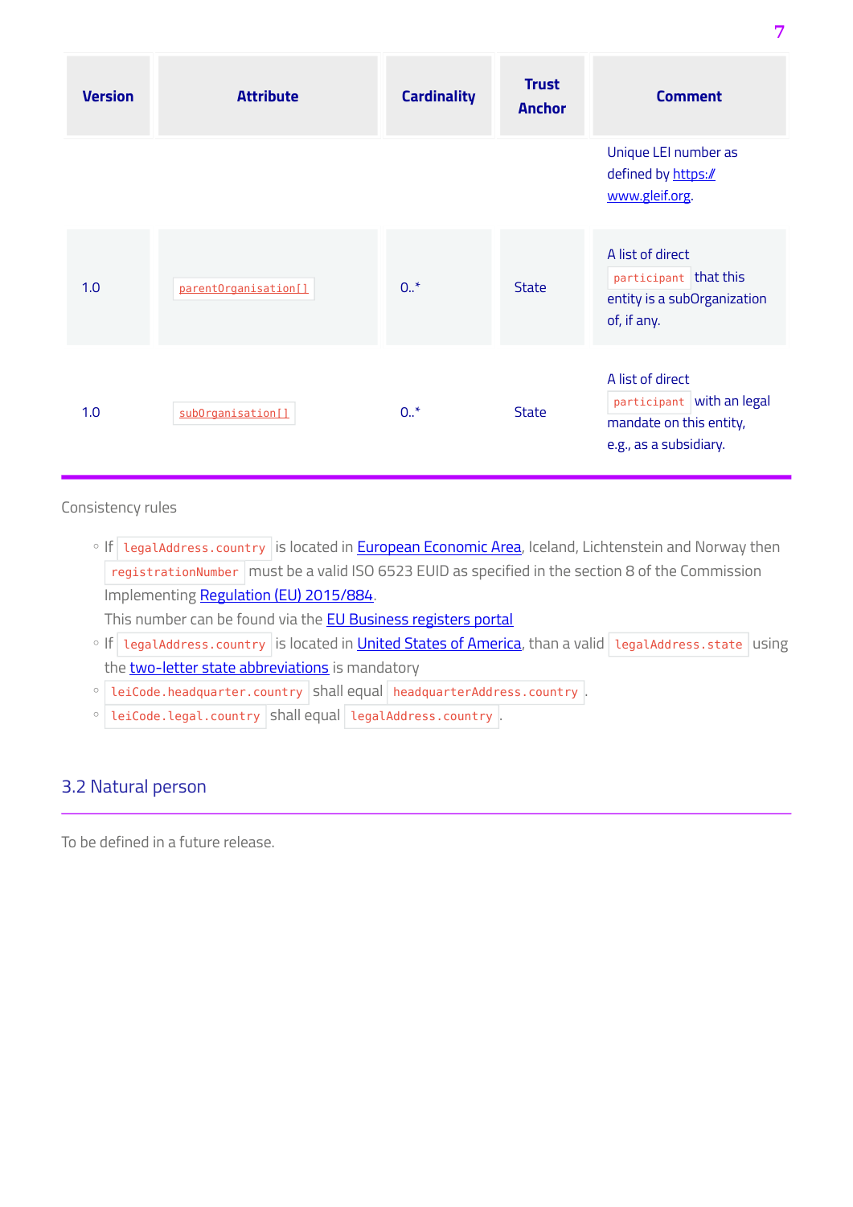| Version | Attribute | Cardinality | Trust Anchor | Comment |
|---|---|---|---|---|
| | | | | Unique LEI number as defined by https:// www.gleif.org. |
| 1.0 | `parentOrganisation[]` | 0..* | State | A list of direct `participant` that this entity is a subOrganization of, if any. |
| 1.0 | `subOrganisation[]` | 0..* | State | A list of direct `participant` with an legal mandate on this entity, e.g., as a subsidiary. |

Consistency rules

- If `legalAddress.country` is located in European Economic Area, Iceland, Lichtenstein and Norway then `registrationNumber` must be a valid ISO 6523 EUID as specified in the section 8 of the Commission Implementing Regulation (EU) 2015/884.
  This number can be found via the EU Business registers portal
- If `legalAddress.country` is located in United States of America, than a valid `legalAddress.state` using the two-letter state abbreviations is mandatory
- `leiCode.headquarter.country` shall equal `headquarterAddress.country`.
- `leiCode.legal.country` shall equal `legalAddress.country`.

## 3.2 Natural person

To be defined in a future release.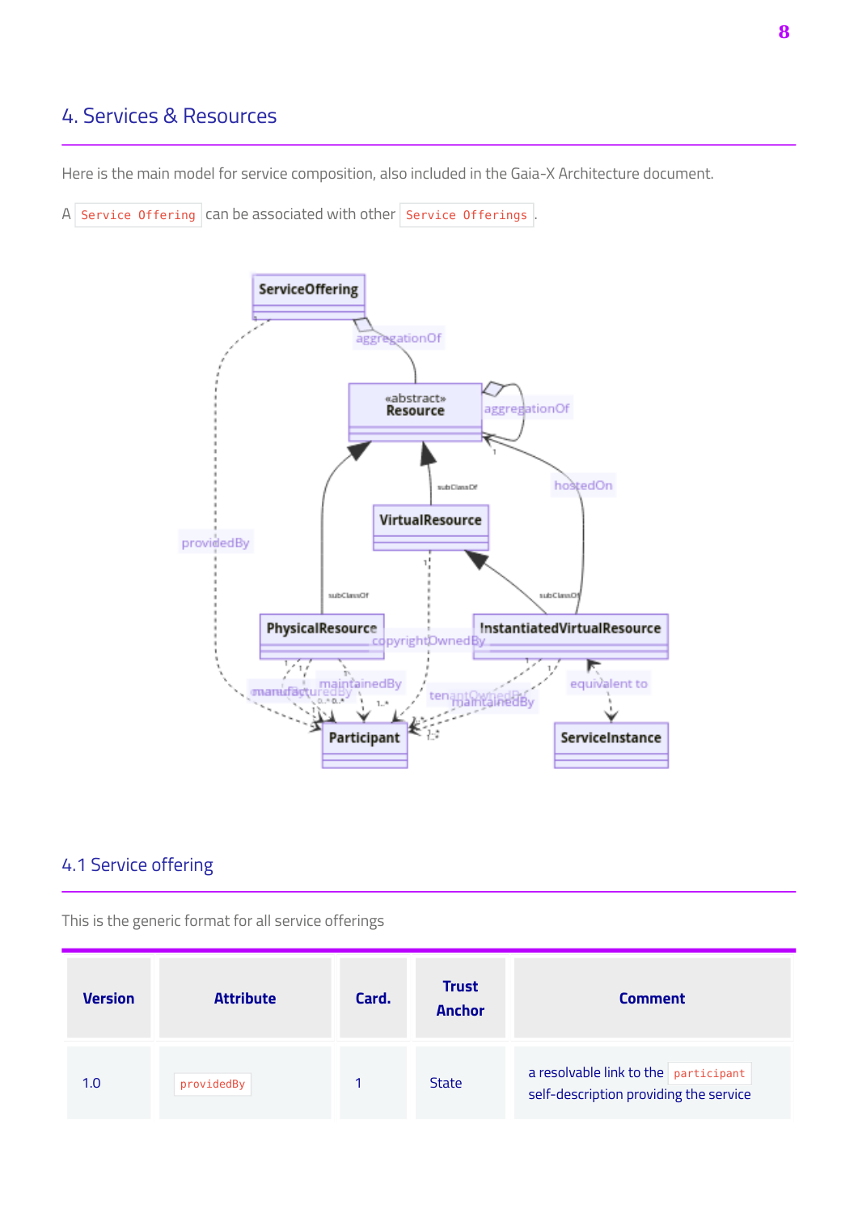## 4. Services & Resources

Here is the main model for service composition, also included in the Gaia-X Architecture document.

A `Service Offering` can be associated with other `Service Offerings`.

### 4.1 Service offering

This is the generic format for all service offerings

| Version | Attribute | Card. | Trust Anchor | Comment |
|---|---|---|---|---|
| 1.0 | `providedBy` | 1 | State | a resolvable link to the `participant` self-description providing the service |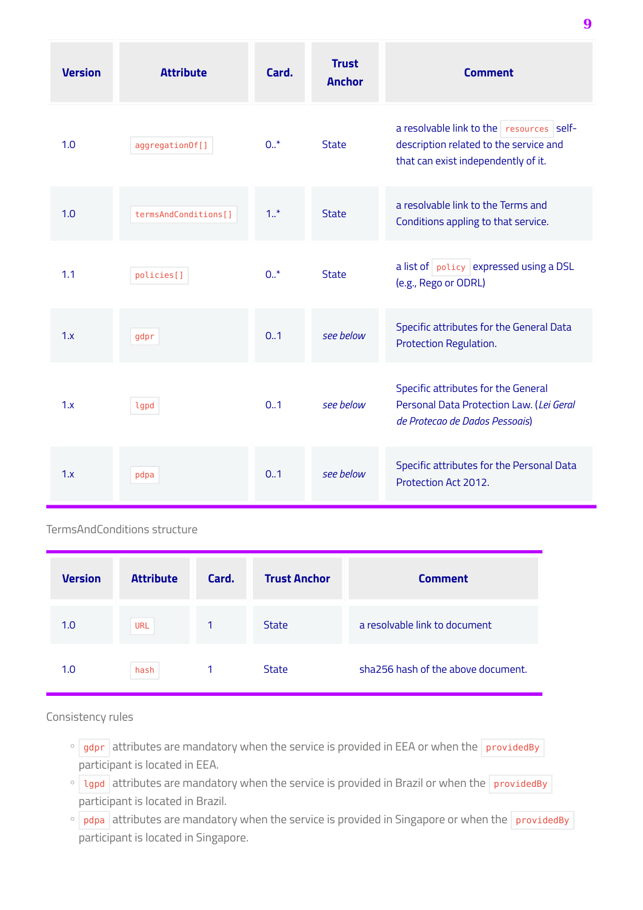| Version | Attribute | Card. | Trust Anchor | Comment |
| --- | --- | --- | --- | --- |
| 1.0 | `aggregationOf[]` | 0..* | State | a resolvable link to the `resources` self-description related to the service and that can exist independently of it. |
| 1.0 | `termsAndConditions[]` | 1..* | State | a resolvable link to the Terms and Conditions appling to that service. |
| 1.1 | `policies[]` | 0..* | State | a list of `policy` expressed using a DSL (e.g., Rego or ODRL) |
| 1.x | `gdpr` | 0..1 | *see below* | Specific attributes for the General Data Protection Regulation. |
| 1.x | `lgpd` | 0..1 | *see below* | Specific attributes for the General Personal Data Protection Law. (*Lei Geral de Protecao de Dados Pessoais*) |
| 1.x | `pdpa` | 0..1 | *see below* | Specific attributes for the Personal Data Protection Act 2012. |

TermsAndConditions structure

| Version | Attribute | Card. | Trust Anchor | Comment |
| --- | --- | --- | --- | --- |
| 1.0 | `URL` | 1 | State | a resolvable link to document |
| 1.0 | `hash` | 1 | State | sha256 hash of the above document. |

Consistency rules

- `gdpr` attributes are mandatory when the service is provided in EEA or when the `providedBy` participant is located in EEA.
- `lgpd` attributes are mandatory when the service is provided in Brazil or when the `providedBy` participant is located in Brazil.
- `pdpa` attributes are mandatory when the service is provided in Singapore or when the `providedBy` participant is located in Singapore.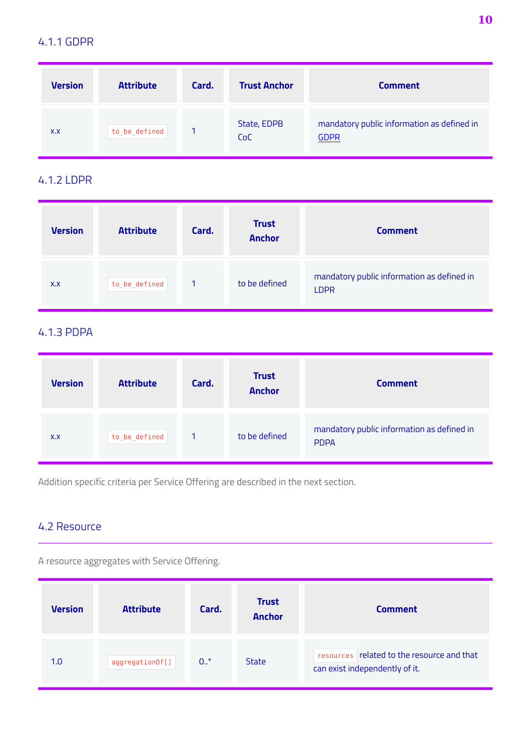### 4.1.1 GDPR

| Version | Attribute | Card. | Trust Anchor | Comment |
| --- | --- | --- | --- | --- |
| x.x | `to_be_defined` | 1 | State, EDPB CoC | mandatory public information as defined in GDPR |

### 4.1.2 LDPR

| Version | Attribute | Card. | Trust Anchor | Comment |
| --- | --- | --- | --- | --- |
| x.x | `to_be_defined` | 1 | to be defined | mandatory public information as defined in LDPR |

### 4.1.3 PDPA

| Version | Attribute | Card. | Trust Anchor | Comment |
| --- | --- | --- | --- | --- |
| x.x | `to_be_defined` | 1 | to be defined | mandatory public information as defined in PDPA |

Addition specific criteria per Service Offering are described in the next section.

## 4.2 Resource

A resource aggregates with Service Offering.

| Version | Attribute | Card. | Trust Anchor | Comment |
| --- | --- | --- | --- | --- |
| 1.0 | `aggregationOf[]` | 0..* | State | `resources` related to the resource and that can exist independently of it. |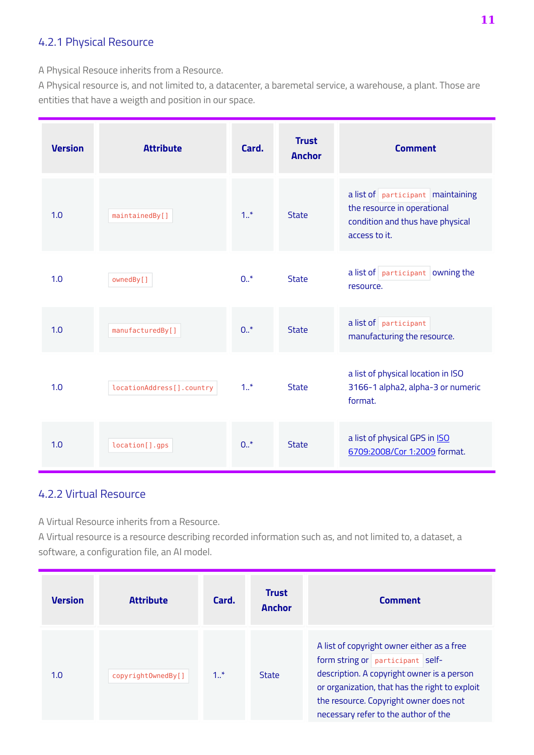### 4.2.1 Physical Resource

A Physical Resouce inherits from a Resource.
A Physical resource is, and not limited to, a datacenter, a baremetal service, a warehouse, a plant. Those are entities that have a weigth and position in our space.

| Version | Attribute | Card. | Trust Anchor | Comment |
|---|---|---|---|---|
| 1.0 | `maintainedBy[]` | 1..* | State | a list of `participant` maintaining the resource in operational condition and thus have physical access to it. |
| 1.0 | `ownedBy[]` | 0..* | State | a list of `participant` owning the resource. |
| 1.0 | `manufacturedBy[]` | 0..* | State | a list of `participant` manufacturing the resource. |
| 1.0 | `locationAddress[].country` | 1..* | State | a list of physical location in ISO 3166-1 alpha2, alpha-3 or numeric format. |
| 1.0 | `location[].gps` | 0..* | State | a list of physical GPS in ISO 6709:2008/Cor 1:2009 format. |

### 4.2.2 Virtual Resource

A Virtual Resource inherits from a Resource.
A Virtual resource is a resource describing recorded information such as, and not limited to, a dataset, a software, a configuration file, an AI model.

| Version | Attribute | Card. | Trust Anchor | Comment |
|---|---|---|---|---|
| 1.0 | `copyrightOwnedBy[]` | 1..* | State | A list of copyright owner either as a free form string or `participant` self-description. A copyright owner is a person or organization, that has the right to exploit the resource. Copyright owner does not necessary refer to the author of the |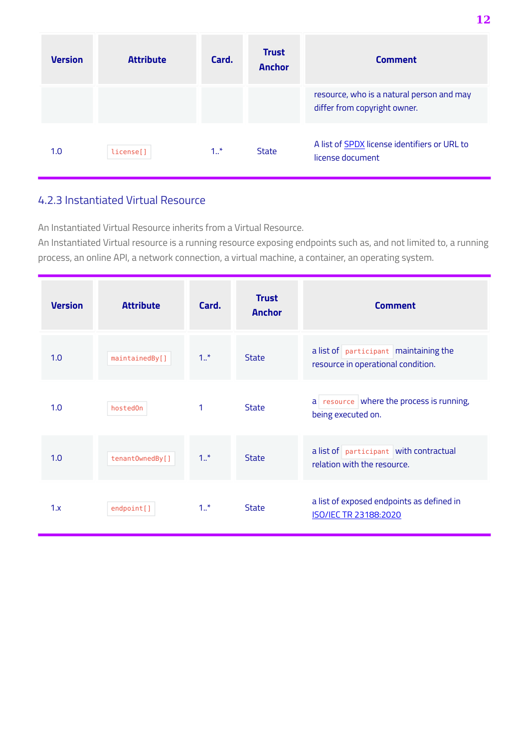| Version | Attribute | Card. | Trust Anchor | Comment |
| --- | --- | --- | --- | --- |
| | | | | resource, who is a natural person and may differ from copyright owner. |
| 1.0 | `license[]` | 1..* | State | A list of SPDX license identifiers or URL to license document |

### 4.2.3 Instantiated Virtual Resource

An Instantiated Virtual Resource inherits from a Virtual Resource.
An Instantiated Virtual resource is a running resource exposing endpoints such as, and not limited to, a running process, an online API, a network connection, a virtual machine, a container, an operating system.

| Version | Attribute | Card. | Trust Anchor | Comment |
| --- | --- | --- | --- | --- |
| 1.0 | `maintainedBy[]` | 1..* | State | a list of `participant` maintaining the resource in operational condition. |
| 1.0 | `hostedOn` | 1 | State | a `resource` where the process is running, being executed on. |
| 1.0 | `tenantOwnedBy[]` | 1..* | State | a list of `participant` with contractual relation with the resource. |
| 1.x | `endpoint[]` | 1..* | State | a list of exposed endpoints as defined in ISO/IEC TR 23188:2020 |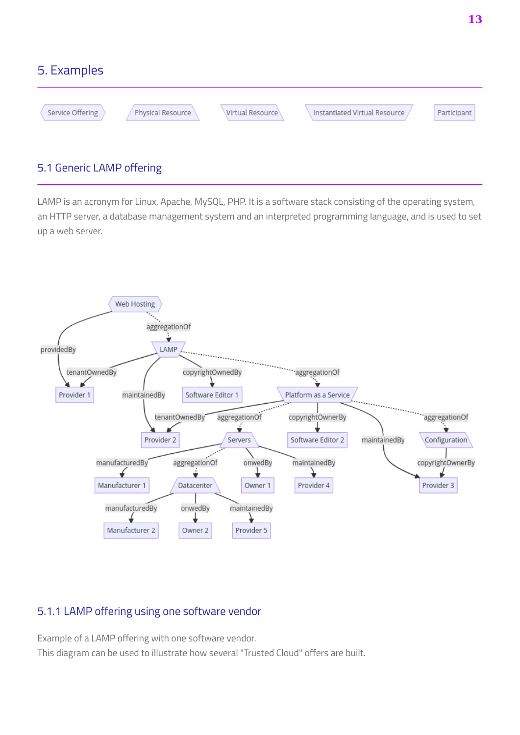# 5. Examples

Service Offering | Physical Resource | Virtual Resource | Instantiated Virtual Resource | Participant

## 5.1 Generic LAMP offering

LAMP is an acronym for Linux, Apache, MySQL, PHP. It is a software stack consisting of the operating system, an HTTP server, a database management system and an interpreted programming language, and is used to set up a web server.

```mermaid
graph TD
    WH{{Web Hosting}} -.->|aggregationOf| LAMP[/LAMP\]
    WH -->|providedBy| P1[Provider 1]
    LAMP -->|tenantOwnedBy| P1
    LAMP -->|maintainedBy| P2[Provider 2]
    LAMP -->|copyrightOwnedBy| SE1[Software Editor 1]
    LAMP -.->|aggregationOf| PaaS[/Platform as a Service\]
    PaaS -->|tenantOwnedBy| P2
    PaaS -.->|aggregationOf| Servers[/Servers\]
    PaaS -->|copyrightOwnerBy| SE2[Software Editor 2]
    PaaS -->|maintainedBy| P3[Provider 3]
    PaaS -.->|aggregationOf| Config[/Configuration\]
    Config -->|copyrightOwnerBy| P3
    Servers -->|manufacturedBy| M1[Manufacturer 1]
    Servers -.->|aggregationOf| DC[/Datacenter\]
    Servers -->|onwedBy| O1[Owner 1]
    Servers -->|maintainedBy| P4[Provider 4]
    DC -->|manufacturedBy| M2[Manufacturer 2]
    DC -->|onwedBy| O2[Owner 2]
    DC -->|maintainedBy| P5[Provider 5]
```

### 5.1.1 LAMP offering using one software vendor

Example of a LAMP offering with one software vendor.
This diagram can be used to illustrate how several "Trusted Cloud" offers are built.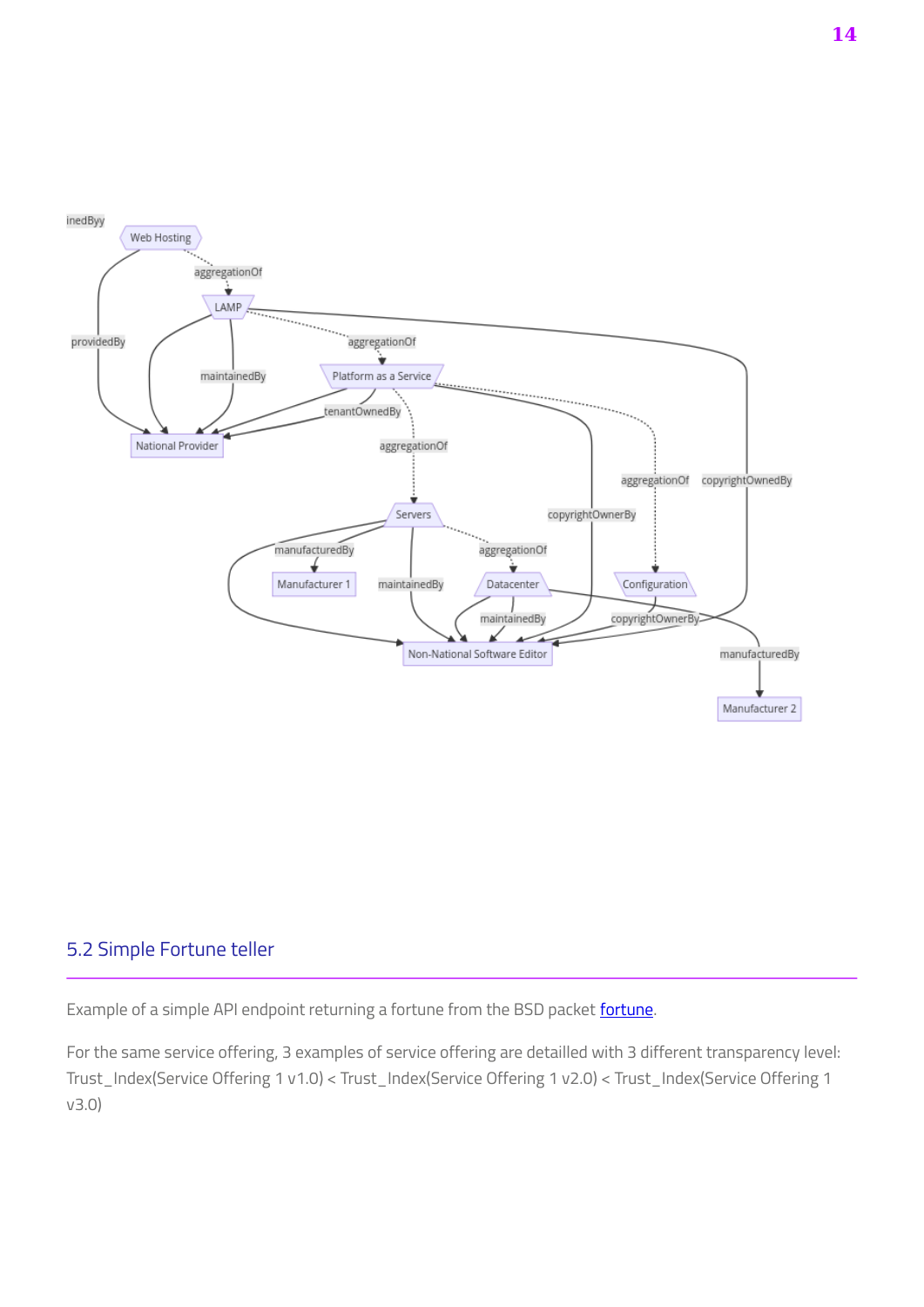## 5.2 Simple Fortune teller

Example of a simple API endpoint returning a fortune from the BSD packet [fortune](fortune).

For the same service offering, 3 examples of service offering are detailled with 3 different transparency level: Trust_Index(Service Offering 1 v1.0) < Trust_Index(Service Offering 1 v2.0) < Trust_Index(Service Offering 1 v3.0)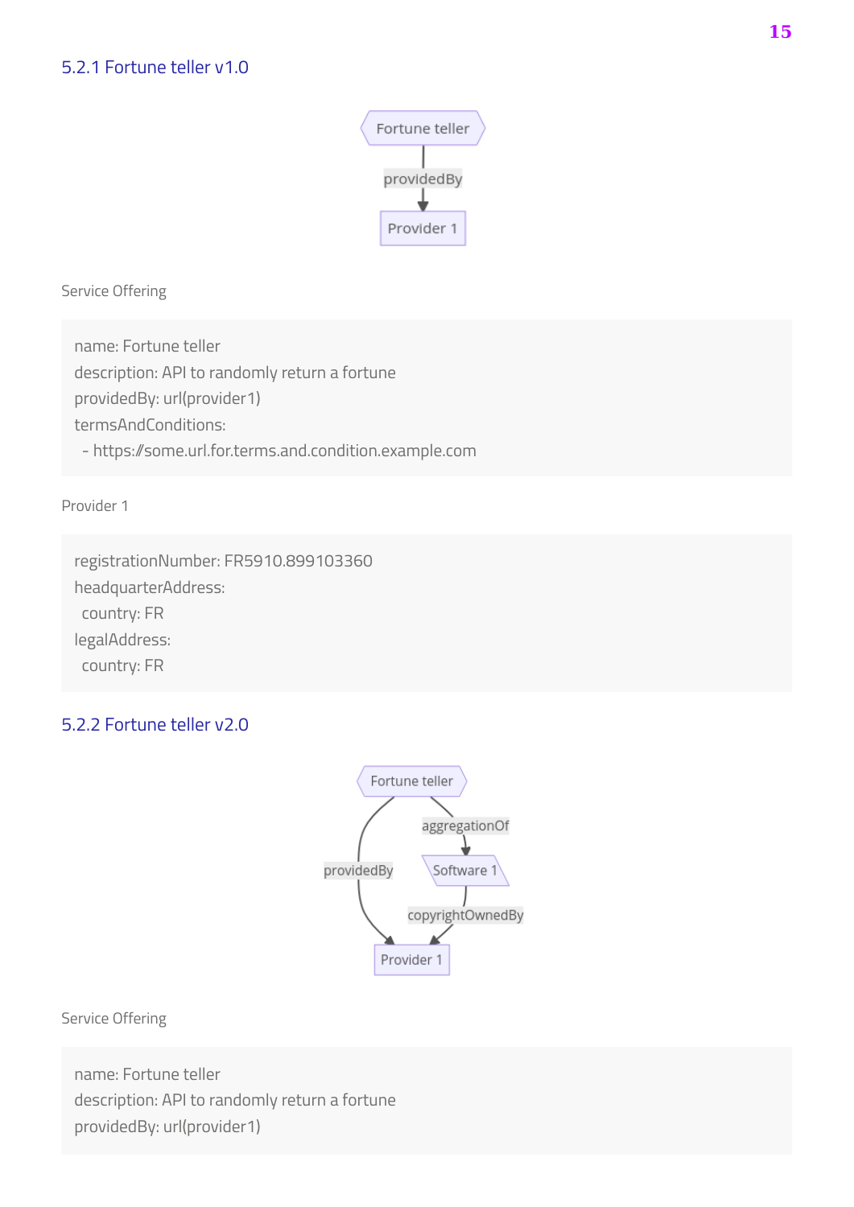### 5.2.1 Fortune teller v1.0

```mermaid
flowchart TD
    A{{Fortune teller}} -->|providedBy| B[Provider 1]
```

Service Offering

```
name: Fortune teller
description: API to randomly return a fortune
providedBy: url(provider1)
termsAndConditions:
  - https://some.url.for.terms.and.condition.example.com
```

Provider 1

```
registrationNumber: FR5910.899103360
headquarterAddress:
  country: FR
legalAddress:
  country: FR
```

### 5.2.2 Fortune teller v2.0

```mermaid
flowchart TD
    A{{Fortune teller}} -->|providedBy| B[Provider 1]
    A -->|aggregationOf| C[/Software 1/]
    C -->|copyrightOwnedBy| B
```

Service Offering

```
name: Fortune teller
description: API to randomly return a fortune
providedBy: url(provider1)
```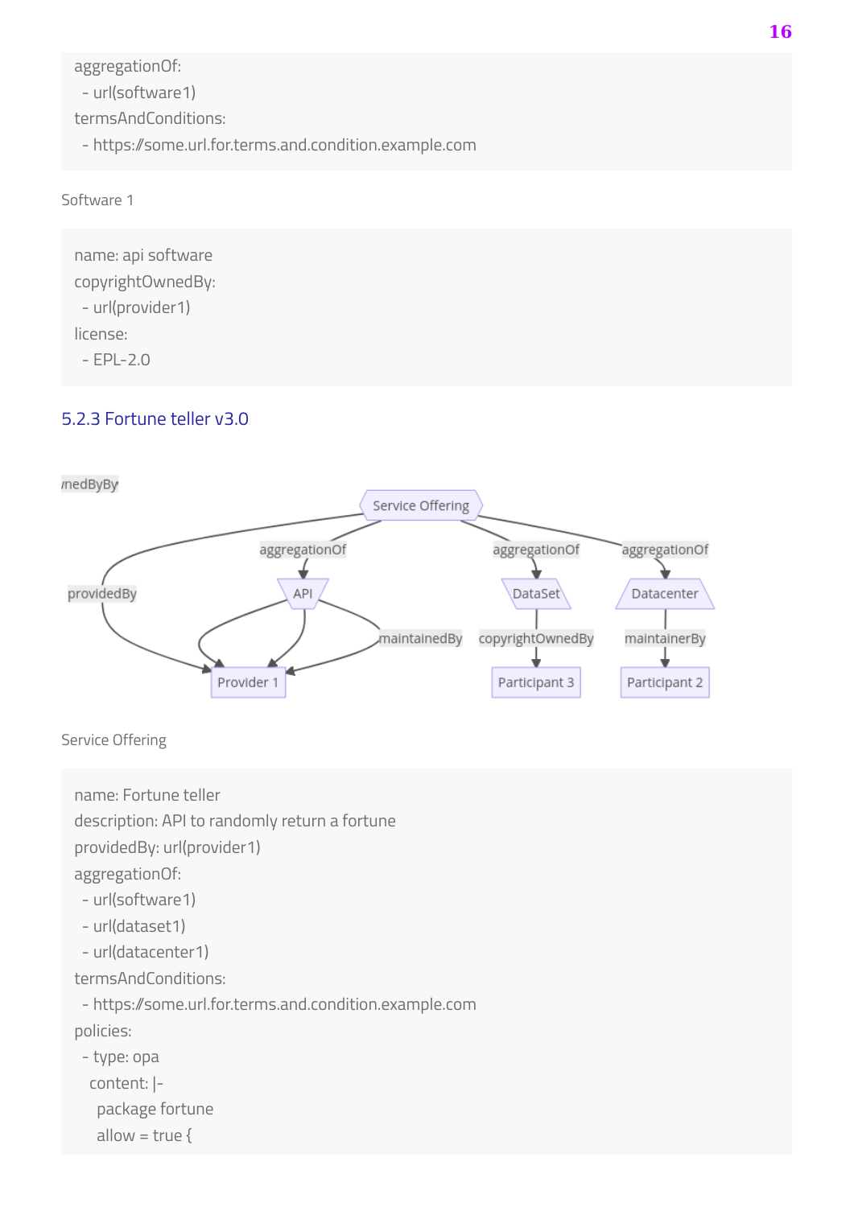```
aggregationOf:
  - url(software1)
termsAndConditions:
  - https://some.url.for.terms.and.condition.example.com
```

Software 1

```
name: api software
copyrightOwnedBy:
  - url(provider1)
license:
  - EPL-2.0
```

### 5.2.3 Fortune teller v3.0

Service Offering

```
name: Fortune teller
description: API to randomly return a fortune
providedBy: url(provider1)
aggregationOf:
  - url(software1)
  - url(dataset1)
  - url(datacenter1)
termsAndConditions:
  - https://some.url.for.terms.and.condition.example.com
policies:
  - type: opa
    content: |-
      package fortune
      allow = true {
```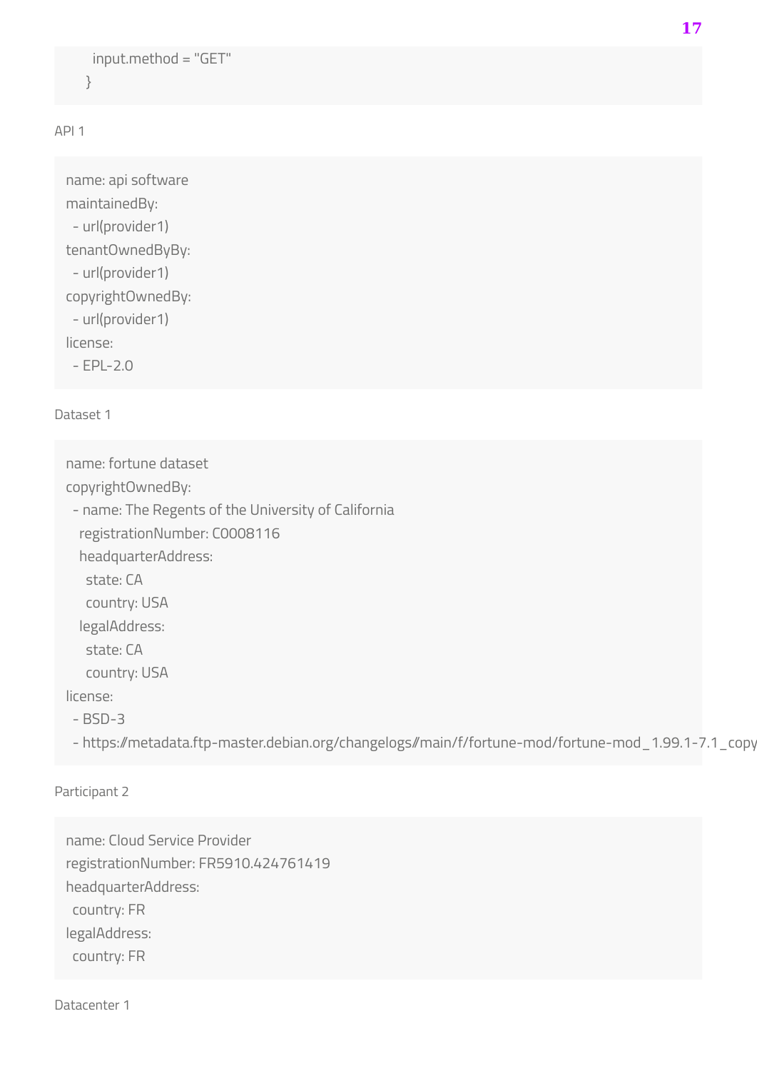```
  input.method = "GET"
}
```

API 1

```
name: api software
maintainedBy:
  - url(provider1)
tenantOwnedByBy:
  - url(provider1)
copyrightOwnedBy:
  - url(provider1)
license:
  - EPL-2.0
```

Dataset 1

```
name: fortune dataset
copyrightOwnedBy:
  - name: The Regents of the University of California
    registrationNumber: C0008116
    headquarterAddress:
      state: CA
      country: USA
    legalAddress:
      state: CA
      country: USA
license:
  - BSD-3
  - https://metadata.ftp-master.debian.org/changelogs/main/f/fortune-mod/fortune-mod_1.99.1-7.1_copy
```

Participant 2

```
name: Cloud Service Provider
registrationNumber: FR5910.424761419
headquarterAddress:
  country: FR
legalAddress:
  country: FR
```

Datacenter 1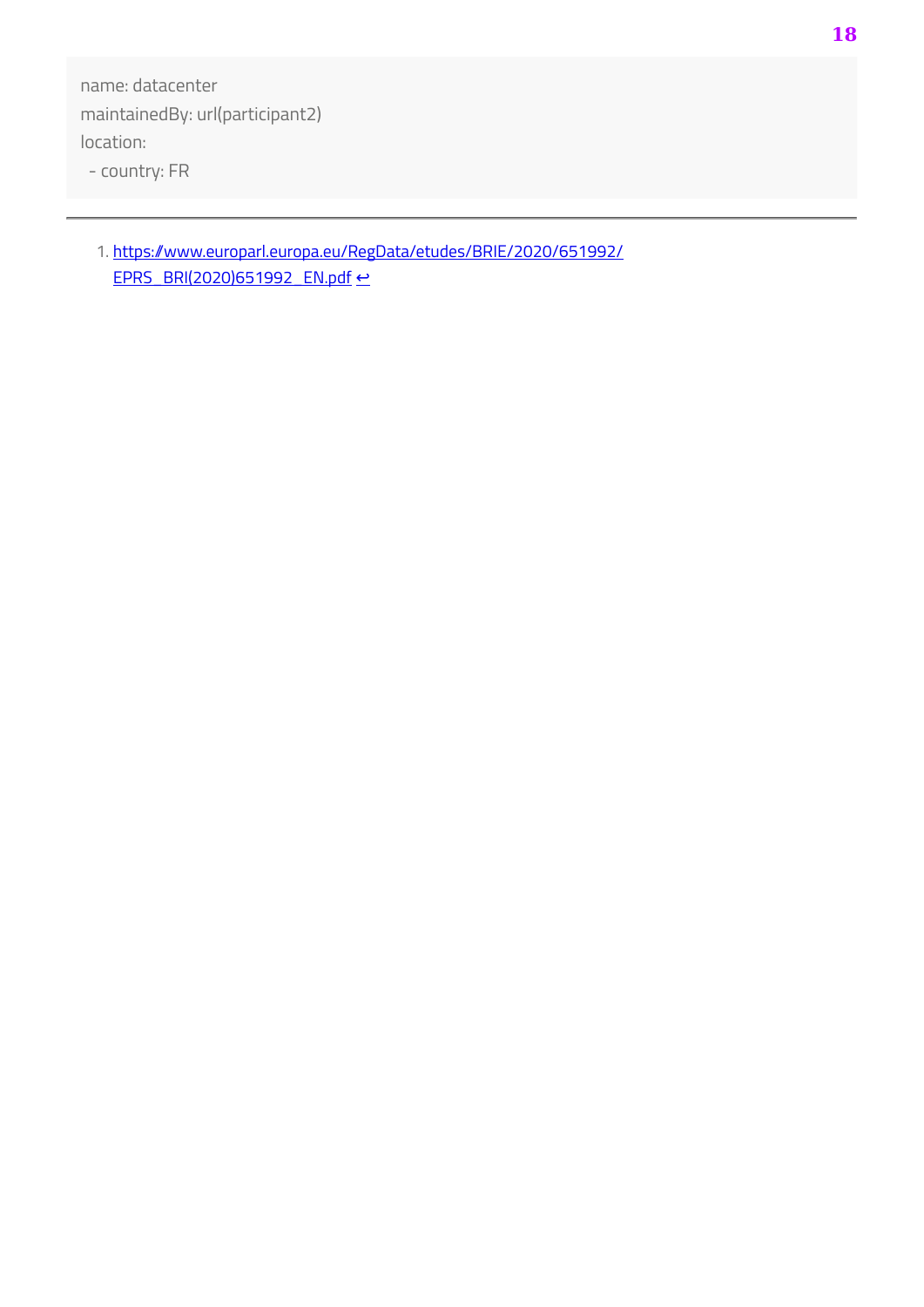```
name: datacenter
maintainedBy: url(participant2)
location:
  - country: FR
```

---

1. [https://www.europarl.europa.eu/RegData/etudes/BRIE/2020/651992/EPRS_BRI(2020)651992_EN.pdf](https://www.europarl.europa.eu/RegData/etudes/BRIE/2020/651992/EPRS_BRI(2020)651992_EN.pdf) ↩